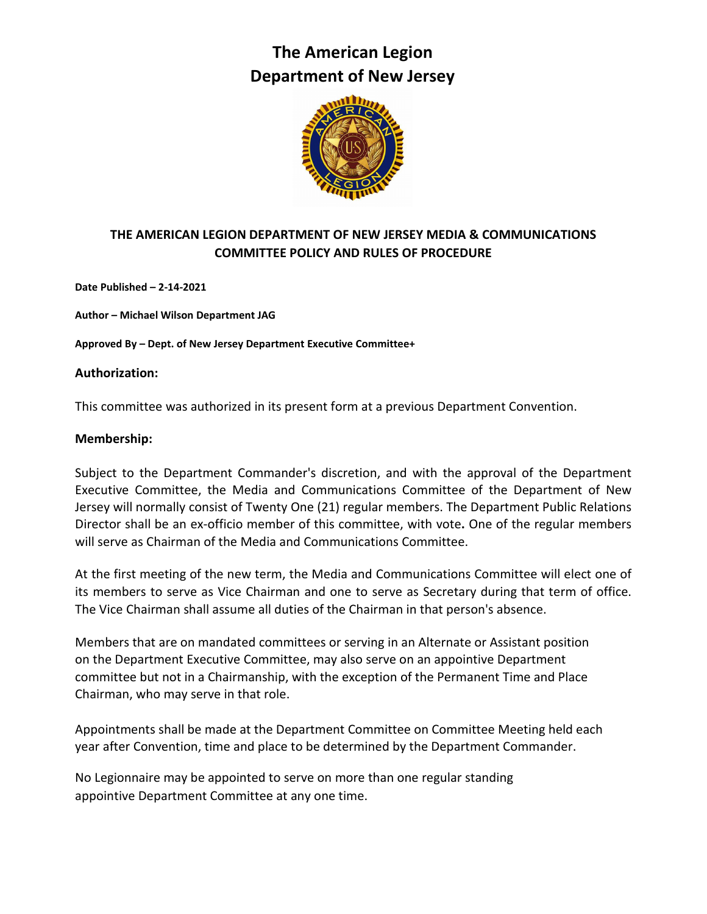# The American Legion
# Department of New Jersey

## THE AMERICAN LEGION DEPARTMENT OF NEW JERSEY MEDIA & COMMUNICATIONS COMMITTEE POLICY AND RULES OF PROCEDURE

**Date Published – 2-14-2021**

**Author – Michael Wilson Department JAG**

**Approved By – Dept. of New Jersey Department Executive Committee+**

### Authorization:

This committee was authorized in its present form at a previous Department Convention.

### Membership:

Subject to the Department Commander's discretion, and with the approval of the Department Executive Committee, the Media and Communications Committee of the Department of New Jersey will normally consist of Twenty One (21) regular members. The Department Public Relations Director shall be an ex-officio member of this committee, with vote**.** One of the regular members will serve as Chairman of the Media and Communications Committee.

At the first meeting of the new term, the Media and Communications Committee will elect one of its members to serve as Vice Chairman and one to serve as Secretary during that term of office. The Vice Chairman shall assume all duties of the Chairman in that person's absence.

Members that are on mandated committees or serving in an Alternate or Assistant position on the Department Executive Committee, may also serve on an appointive Department committee but not in a Chairmanship, with the exception of the Permanent Time and Place Chairman, who may serve in that role.

Appointments shall be made at the Department Committee on Committee Meeting held each year after Convention, time and place to be determined by the Department Commander.

No Legionnaire may be appointed to serve on more than one regular standing appointive Department Committee at any one time.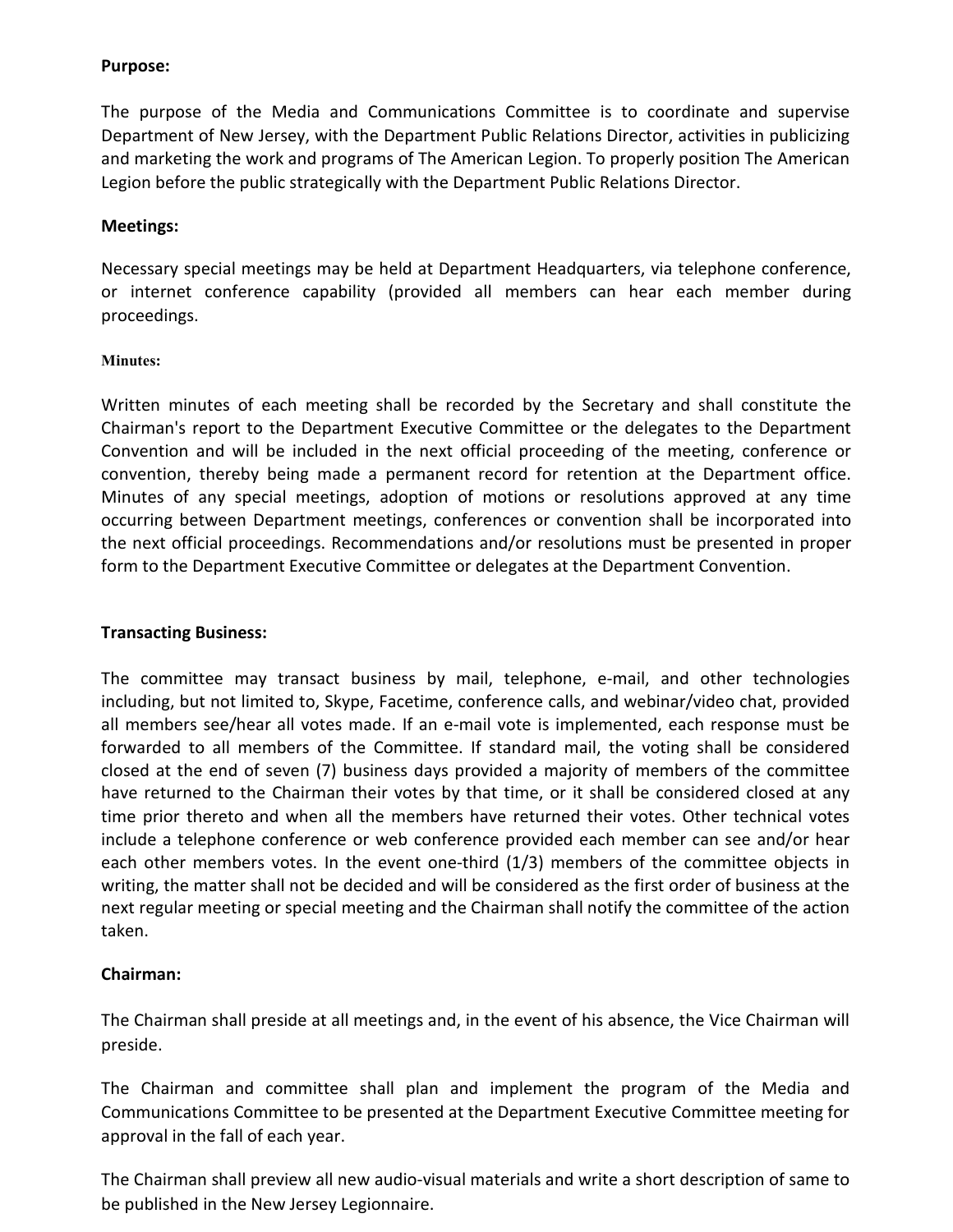**Purpose:**

The purpose of the Media and Communications Committee is to coordinate and supervise Department of New Jersey, with the Department Public Relations Director, activities in publicizing and marketing the work and programs of The American Legion. To properly position The American Legion before the public strategically with the Department Public Relations Director.

**Meetings:**

Necessary special meetings may be held at Department Headquarters, via telephone conference, or internet conference capability (provided all members can hear each member during proceedings.

**Minutes:**

Written minutes of each meeting shall be recorded by the Secretary and shall constitute the Chairman's report to the Department Executive Committee or the delegates to the Department Convention and will be included in the next official proceeding of the meeting, conference or convention, thereby being made a permanent record for retention at the Department office. Minutes of any special meetings, adoption of motions or resolutions approved at any time occurring between Department meetings, conferences or convention shall be incorporated into the next official proceedings. Recommendations and/or resolutions must be presented in proper form to the Department Executive Committee or delegates at the Department Convention.

**Transacting Business:**

The committee may transact business by mail, telephone, e-mail, and other technologies including, but not limited to, Skype, Facetime, conference calls, and webinar/video chat, provided all members see/hear all votes made. If an e-mail vote is implemented, each response must be forwarded to all members of the Committee. If standard mail, the voting shall be considered closed at the end of seven (7) business days provided a majority of members of the committee have returned to the Chairman their votes by that time, or it shall be considered closed at any time prior thereto and when all the members have returned their votes. Other technical votes include a telephone conference or web conference provided each member can see and/or hear each other members votes. In the event one-third (1/3) members of the committee objects in writing, the matter shall not be decided and will be considered as the first order of business at the next regular meeting or special meeting and the Chairman shall notify the committee of the action taken.

**Chairman:**

The Chairman shall preside at all meetings and, in the event of his absence, the Vice Chairman will preside.

The Chairman and committee shall plan and implement the program of the Media and Communications Committee to be presented at the Department Executive Committee meeting for approval in the fall of each year.

The Chairman shall preview all new audio-visual materials and write a short description of same to be published in the New Jersey Legionnaire.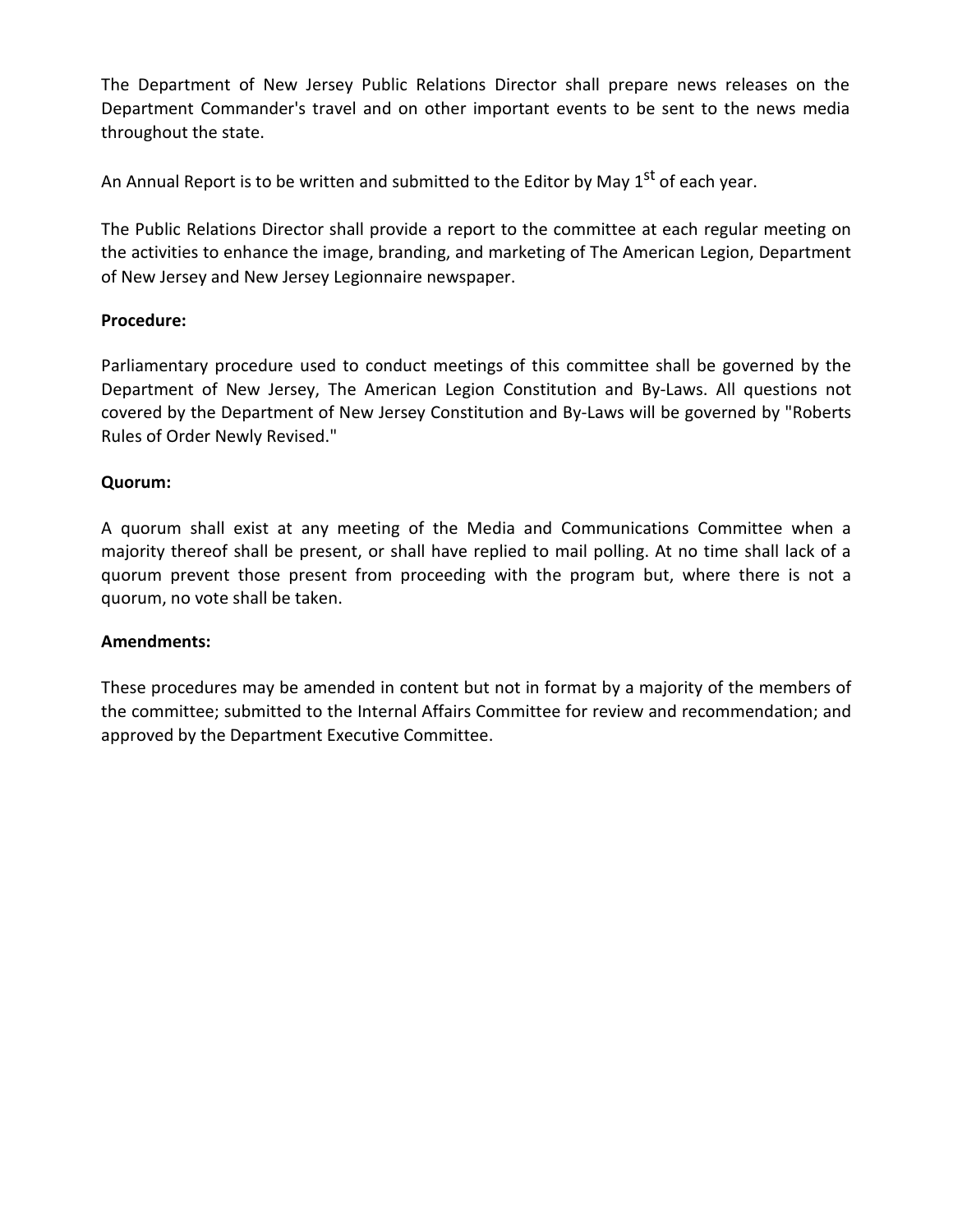The Department of New Jersey Public Relations Director shall prepare news releases on the Department Commander's travel and on other important events to be sent to the news media throughout the state.

An Annual Report is to be written and submitted to the Editor by May 1st of each year.

The Public Relations Director shall provide a report to the committee at each regular meeting on the activities to enhance the image, branding, and marketing of The American Legion, Department of New Jersey and New Jersey Legionnaire newspaper.

**Procedure:**

Parliamentary procedure used to conduct meetings of this committee shall be governed by the Department of New Jersey, The American Legion Constitution and By-Laws. All questions not covered by the Department of New Jersey Constitution and By-Laws will be governed by "Roberts Rules of Order Newly Revised."

**Quorum:**

A quorum shall exist at any meeting of the Media and Communications Committee when a majority thereof shall be present, or shall have replied to mail polling. At no time shall lack of a quorum prevent those present from proceeding with the program but, where there is not a quorum, no vote shall be taken.

**Amendments:**

These procedures may be amended in content but not in format by a majority of the members of the committee; submitted to the Internal Affairs Committee for review and recommendation; and approved by the Department Executive Committee.